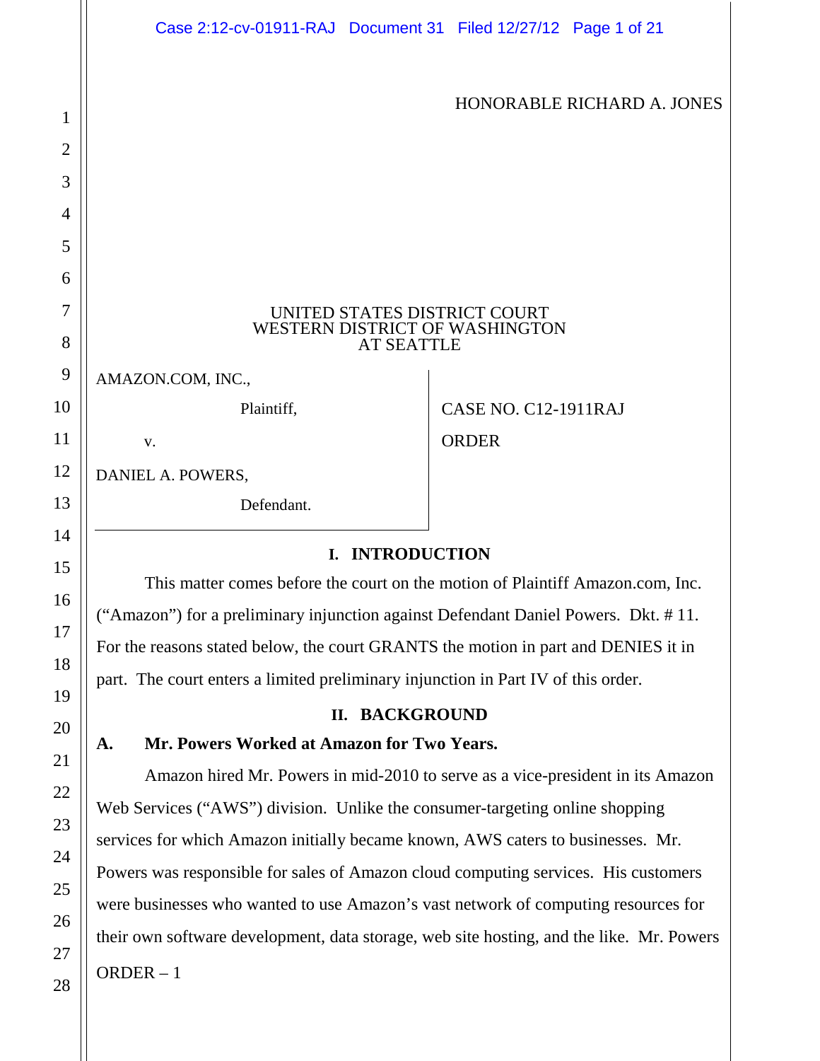HONORABLE RICHARD A. JONES

UNITED STATES DISTRICT COURT
WESTERN DISTRICT OF WASHINGTON
AT SEATTLE

AMAZON.COM, INC.,

Plaintiff,

v.

DANIEL A. POWERS,

Defendant.

CASE NO. C12-1911RAJ

ORDER

## I. INTRODUCTION

This matter comes before the court on the motion of Plaintiff Amazon.com, Inc. ("Amazon") for a preliminary injunction against Defendant Daniel Powers. Dkt. # 11. For the reasons stated below, the court GRANTS the motion in part and DENIES it in part. The court enters a limited preliminary injunction in Part IV of this order.

## II. BACKGROUND

### A. Mr. Powers Worked at Amazon for Two Years.

Amazon hired Mr. Powers in mid-2010 to serve as a vice-president in its Amazon Web Services ("AWS") division. Unlike the consumer-targeting online shopping services for which Amazon initially became known, AWS caters to businesses. Mr. Powers was responsible for sales of Amazon cloud computing services. His customers were businesses who wanted to use Amazon's vast network of computing resources for their own software development, data storage, web site hosting, and the like. Mr. Powers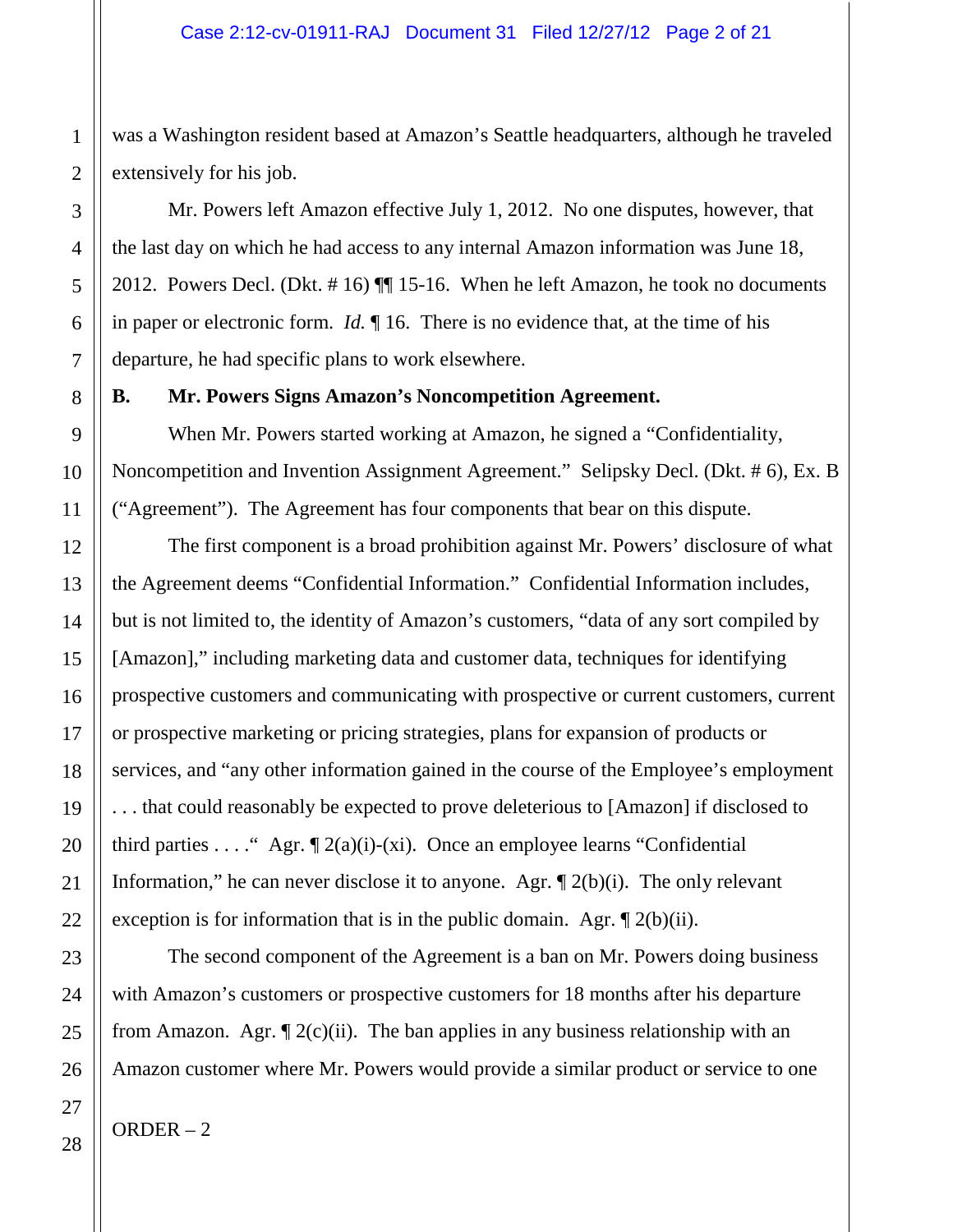was a Washington resident based at Amazon's Seattle headquarters, although he traveled extensively for his job.

Mr. Powers left Amazon effective July 1, 2012. No one disputes, however, that the last day on which he had access to any internal Amazon information was June 18, 2012. Powers Decl. (Dkt. # 16) ¶¶ 15-16. When he left Amazon, he took no documents in paper or electronic form. *Id.* ¶ 16. There is no evidence that, at the time of his departure, he had specific plans to work elsewhere.

**B. Mr. Powers Signs Amazon's Noncompetition Agreement.**

When Mr. Powers started working at Amazon, he signed a "Confidentiality, Noncompetition and Invention Assignment Agreement." Selipsky Decl. (Dkt. # 6), Ex. B ("Agreement"). The Agreement has four components that bear on this dispute.

The first component is a broad prohibition against Mr. Powers' disclosure of what the Agreement deems "Confidential Information." Confidential Information includes, but is not limited to, the identity of Amazon's customers, "data of any sort compiled by [Amazon]," including marketing data and customer data, techniques for identifying prospective customers and communicating with prospective or current customers, current or prospective marketing or pricing strategies, plans for expansion of products or services, and "any other information gained in the course of the Employee's employment . . . that could reasonably be expected to prove deleterious to [Amazon] if disclosed to third parties . . . ." Agr. ¶ 2(a)(i)-(xi). Once an employee learns "Confidential Information," he can never disclose it to anyone. Agr. ¶ 2(b)(i). The only relevant exception is for information that is in the public domain. Agr. ¶ 2(b)(ii).

The second component of the Agreement is a ban on Mr. Powers doing business with Amazon's customers or prospective customers for 18 months after his departure from Amazon. Agr. ¶ 2(c)(ii). The ban applies in any business relationship with an Amazon customer where Mr. Powers would provide a similar product or service to one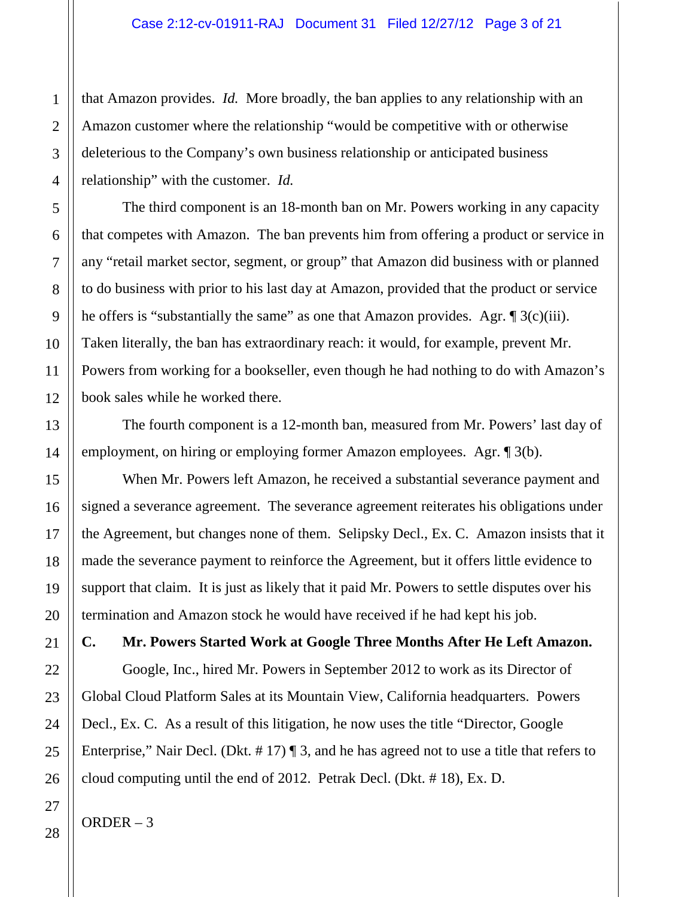that Amazon provides. *Id.* More broadly, the ban applies to any relationship with an Amazon customer where the relationship "would be competitive with or otherwise deleterious to the Company's own business relationship or anticipated business relationship" with the customer. *Id.*

The third component is an 18-month ban on Mr. Powers working in any capacity that competes with Amazon. The ban prevents him from offering a product or service in any "retail market sector, segment, or group" that Amazon did business with or planned to do business with prior to his last day at Amazon, provided that the product or service he offers is "substantially the same" as one that Amazon provides. Agr. ¶ 3(c)(iii). Taken literally, the ban has extraordinary reach: it would, for example, prevent Mr. Powers from working for a bookseller, even though he had nothing to do with Amazon's book sales while he worked there.

The fourth component is a 12-month ban, measured from Mr. Powers' last day of employment, on hiring or employing former Amazon employees. Agr. ¶ 3(b).

When Mr. Powers left Amazon, he received a substantial severance payment and signed a severance agreement. The severance agreement reiterates his obligations under the Agreement, but changes none of them. Selipsky Decl., Ex. C. Amazon insists that it made the severance payment to reinforce the Agreement, but it offers little evidence to support that claim. It is just as likely that it paid Mr. Powers to settle disputes over his termination and Amazon stock he would have received if he had kept his job.

### C. Mr. Powers Started Work at Google Three Months After He Left Amazon.

Google, Inc., hired Mr. Powers in September 2012 to work as its Director of Global Cloud Platform Sales at its Mountain View, California headquarters. Powers Decl., Ex. C. As a result of this litigation, he now uses the title "Director, Google Enterprise," Nair Decl. (Dkt. # 17) ¶ 3, and he has agreed not to use a title that refers to cloud computing until the end of 2012. Petrak Decl. (Dkt. # 18), Ex. D.

ORDER – 3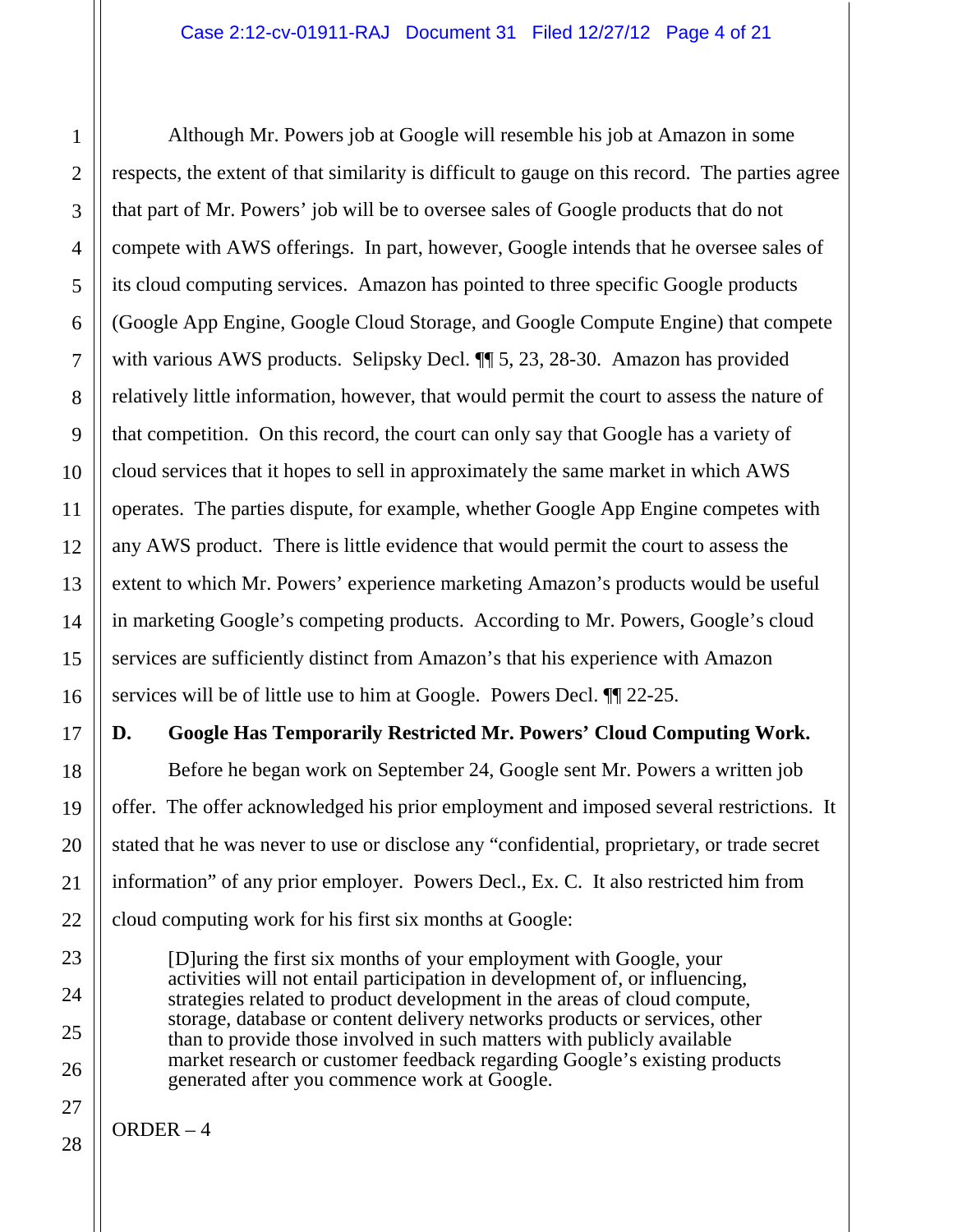Although Mr. Powers job at Google will resemble his job at Amazon in some respects, the extent of that similarity is difficult to gauge on this record. The parties agree that part of Mr. Powers' job will be to oversee sales of Google products that do not compete with AWS offerings. In part, however, Google intends that he oversee sales of its cloud computing services. Amazon has pointed to three specific Google products (Google App Engine, Google Cloud Storage, and Google Compute Engine) that compete with various AWS products. Selipsky Decl. ¶¶ 5, 23, 28-30. Amazon has provided relatively little information, however, that would permit the court to assess the nature of that competition. On this record, the court can only say that Google has a variety of cloud services that it hopes to sell in approximately the same market in which AWS operates. The parties dispute, for example, whether Google App Engine competes with any AWS product. There is little evidence that would permit the court to assess the extent to which Mr. Powers' experience marketing Amazon's products would be useful in marketing Google's competing products. According to Mr. Powers, Google's cloud services are sufficiently distinct from Amazon's that his experience with Amazon services will be of little use to him at Google. Powers Decl. ¶¶ 22-25.

### D. Google Has Temporarily Restricted Mr. Powers' Cloud Computing Work.

Before he began work on September 24, Google sent Mr. Powers a written job offer. The offer acknowledged his prior employment and imposed several restrictions. It stated that he was never to use or disclose any "confidential, proprietary, or trade secret information" of any prior employer. Powers Decl., Ex. C. It also restricted him from cloud computing work for his first six months at Google:

> [D]uring the first six months of your employment with Google, your activities will not entail participation in development of, or influencing, strategies related to product development in the areas of cloud compute, storage, database or content delivery networks products or services, other than to provide those involved in such matters with publicly available market research or customer feedback regarding Google's existing products generated after you commence work at Google.

ORDER – 4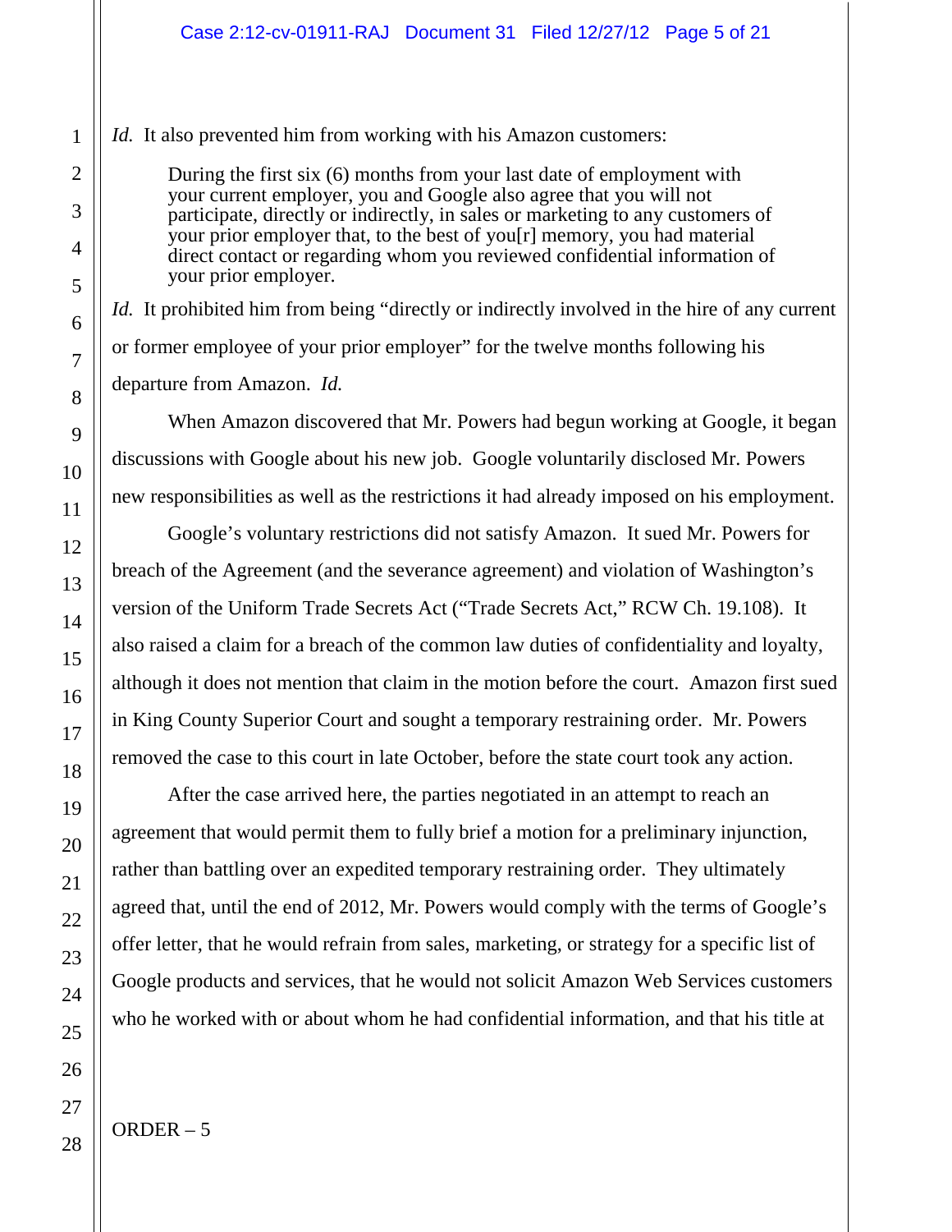*Id.* It also prevented him from working with his Amazon customers:

> During the first six (6) months from your last date of employment with your current employer, you and Google also agree that you will not participate, directly or indirectly, in sales or marketing to any customers of your prior employer that, to the best of you[r] memory, you had material direct contact or regarding whom you reviewed confidential information of your prior employer.

*Id.* It prohibited him from being "directly or indirectly involved in the hire of any current or former employee of your prior employer" for the twelve months following his departure from Amazon. *Id.*

When Amazon discovered that Mr. Powers had begun working at Google, it began discussions with Google about his new job. Google voluntarily disclosed Mr. Powers new responsibilities as well as the restrictions it had already imposed on his employment.

Google's voluntary restrictions did not satisfy Amazon. It sued Mr. Powers for breach of the Agreement (and the severance agreement) and violation of Washington's version of the Uniform Trade Secrets Act ("Trade Secrets Act," RCW Ch. 19.108). It also raised a claim for a breach of the common law duties of confidentiality and loyalty, although it does not mention that claim in the motion before the court. Amazon first sued in King County Superior Court and sought a temporary restraining order. Mr. Powers removed the case to this court in late October, before the state court took any action.

After the case arrived here, the parties negotiated in an attempt to reach an agreement that would permit them to fully brief a motion for a preliminary injunction, rather than battling over an expedited temporary restraining order. They ultimately agreed that, until the end of 2012, Mr. Powers would comply with the terms of Google's offer letter, that he would refrain from sales, marketing, or strategy for a specific list of Google products and services, that he would not solicit Amazon Web Services customers who he worked with or about whom he had confidential information, and that his title at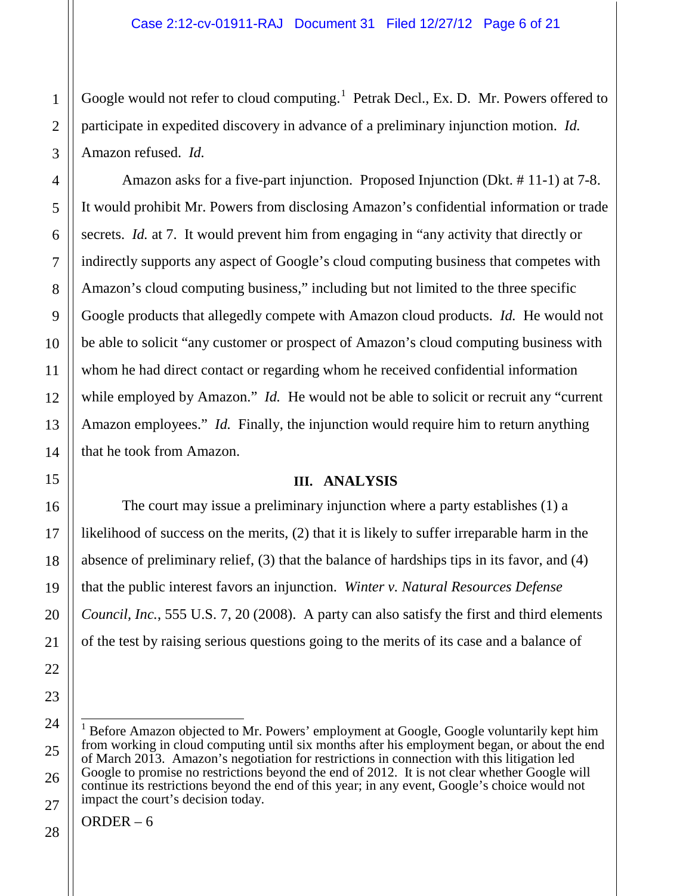Google would not refer to cloud computing.[1] Petrak Decl., Ex. D. Mr. Powers offered to participate in expedited discovery in advance of a preliminary injunction motion. *Id.* Amazon refused. *Id.*

Amazon asks for a five-part injunction. Proposed Injunction (Dkt. # 11-1) at 7-8. It would prohibit Mr. Powers from disclosing Amazon's confidential information or trade secrets. *Id.* at 7. It would prevent him from engaging in "any activity that directly or indirectly supports any aspect of Google's cloud computing business that competes with Amazon's cloud computing business," including but not limited to the three specific Google products that allegedly compete with Amazon cloud products. *Id.* He would not be able to solicit "any customer or prospect of Amazon's cloud computing business with whom he had direct contact or regarding whom he received confidential information while employed by Amazon." *Id.* He would not be able to solicit or recruit any "current Amazon employees." *Id.* Finally, the injunction would require him to return anything that he took from Amazon.

## III. ANALYSIS

The court may issue a preliminary injunction where a party establishes (1) a likelihood of success on the merits, (2) that it is likely to suffer irreparable harm in the absence of preliminary relief, (3) that the balance of hardships tips in its favor, and (4) that the public interest favors an injunction. *Winter v. Natural Resources Defense Council, Inc.*, 555 U.S. 7, 20 (2008). A party can also satisfy the first and third elements of the test by raising serious questions going to the merits of its case and a balance of

---

[1] Before Amazon objected to Mr. Powers' employment at Google, Google voluntarily kept him from working in cloud computing until six months after his employment began, or about the end of March 2013. Amazon's negotiation for restrictions in connection with this litigation led Google to promise no restrictions beyond the end of 2012. It is not clear whether Google will continue its restrictions beyond the end of this year; in any event, Google's choice would not impact the court's decision today.

ORDER – 6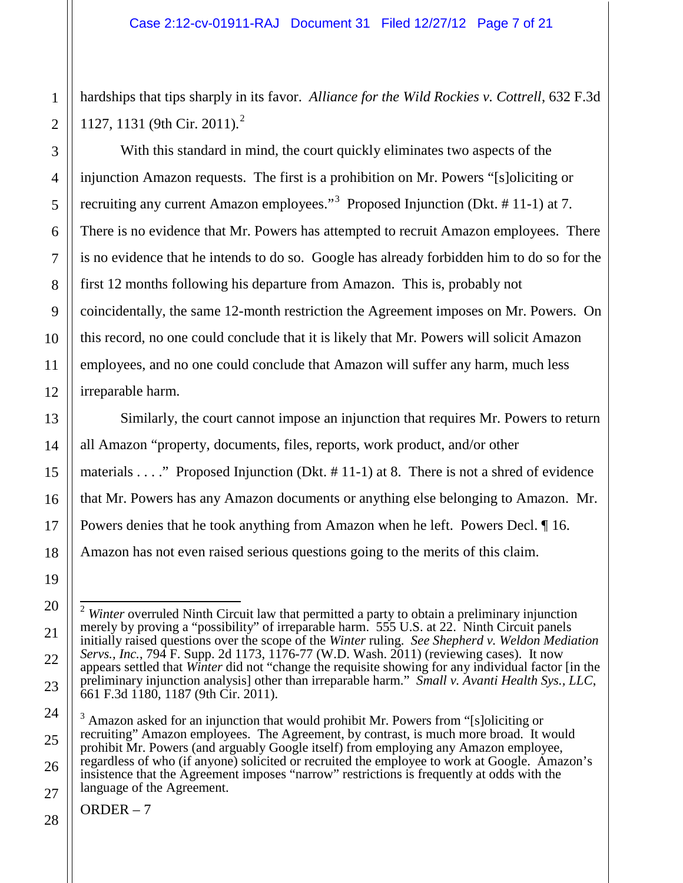hardships that tips sharply in its favor. *Alliance for the Wild Rockies v. Cottrell*, 632 F.3d 1127, 1131 (9th Cir. 2011).[2]

With this standard in mind, the court quickly eliminates two aspects of the injunction Amazon requests. The first is a prohibition on Mr. Powers "[s]oliciting or recruiting any current Amazon employees."[3] Proposed Injunction (Dkt. # 11-1) at 7. There is no evidence that Mr. Powers has attempted to recruit Amazon employees. There is no evidence that he intends to do so. Google has already forbidden him to do so for the first 12 months following his departure from Amazon. This is, probably not coincidentally, the same 12-month restriction the Agreement imposes on Mr. Powers. On this record, no one could conclude that it is likely that Mr. Powers will solicit Amazon employees, and no one could conclude that Amazon will suffer any harm, much less irreparable harm.

Similarly, the court cannot impose an injunction that requires Mr. Powers to return all Amazon "property, documents, files, reports, work product, and/or other materials . . . ." Proposed Injunction (Dkt. # 11-1) at 8. There is not a shred of evidence that Mr. Powers has any Amazon documents or anything else belonging to Amazon. Mr. Powers denies that he took anything from Amazon when he left. Powers Decl. ¶ 16. Amazon has not even raised serious questions going to the merits of this claim.

---

[2] *Winter* overruled Ninth Circuit law that permitted a party to obtain a preliminary injunction merely by proving a "possibility" of irreparable harm. 555 U.S. at 22. Ninth Circuit panels initially raised questions over the scope of the *Winter* ruling. *See Shepherd v. Weldon Mediation Servs., Inc.*, 794 F. Supp. 2d 1173, 1176-77 (W.D. Wash. 2011) (reviewing cases). It now appears settled that *Winter* did not "change the requisite showing for any individual factor [in the preliminary injunction analysis] other than irreparable harm." *Small v. Avanti Health Sys., LLC*, 661 F.3d 1180, 1187 (9th Cir. 2011).

[3] Amazon asked for an injunction that would prohibit Mr. Powers from "[s]oliciting or recruiting" Amazon employees. The Agreement, by contrast, is much more broad. It would prohibit Mr. Powers (and arguably Google itself) from employing any Amazon employee, regardless of who (if anyone) solicited or recruited the employee to work at Google. Amazon's insistence that the Agreement imposes "narrow" restrictions is frequently at odds with the language of the Agreement.

ORDER – 7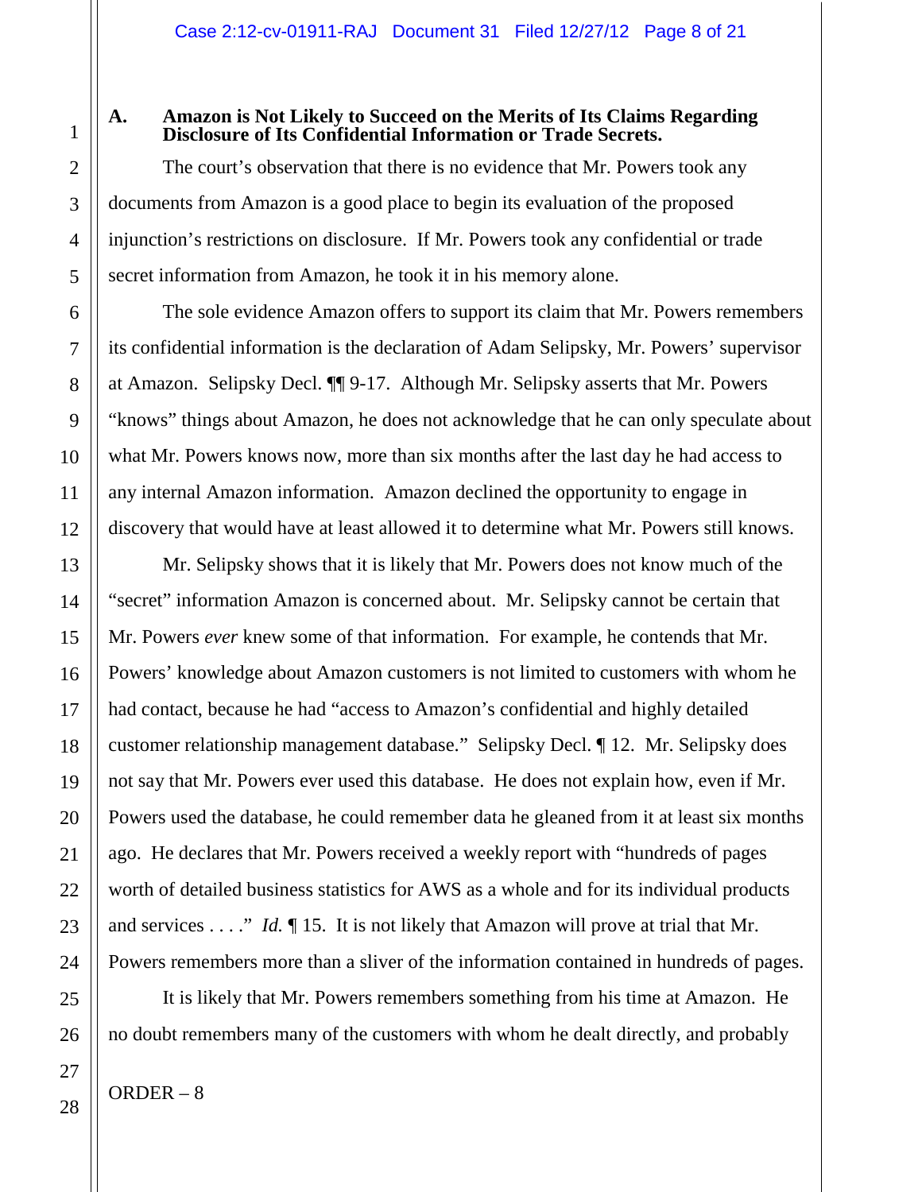### A. Amazon is Not Likely to Succeed on the Merits of Its Claims Regarding Disclosure of Its Confidential Information or Trade Secrets.

The court's observation that there is no evidence that Mr. Powers took any documents from Amazon is a good place to begin its evaluation of the proposed injunction's restrictions on disclosure. If Mr. Powers took any confidential or trade secret information from Amazon, he took it in his memory alone.

The sole evidence Amazon offers to support its claim that Mr. Powers remembers its confidential information is the declaration of Adam Selipsky, Mr. Powers' supervisor at Amazon. Selipsky Decl. ¶¶ 9-17. Although Mr. Selipsky asserts that Mr. Powers "knows" things about Amazon, he does not acknowledge that he can only speculate about what Mr. Powers knows now, more than six months after the last day he had access to any internal Amazon information. Amazon declined the opportunity to engage in discovery that would have at least allowed it to determine what Mr. Powers still knows.

Mr. Selipsky shows that it is likely that Mr. Powers does not know much of the "secret" information Amazon is concerned about. Mr. Selipsky cannot be certain that Mr. Powers *ever* knew some of that information. For example, he contends that Mr. Powers' knowledge about Amazon customers is not limited to customers with whom he had contact, because he had "access to Amazon's confidential and highly detailed customer relationship management database." Selipsky Decl. ¶ 12. Mr. Selipsky does not say that Mr. Powers ever used this database. He does not explain how, even if Mr. Powers used the database, he could remember data he gleaned from it at least six months ago. He declares that Mr. Powers received a weekly report with "hundreds of pages worth of detailed business statistics for AWS as a whole and for its individual products and services . . . ." *Id.* ¶ 15. It is not likely that Amazon will prove at trial that Mr. Powers remembers more than a sliver of the information contained in hundreds of pages.

It is likely that Mr. Powers remembers something from his time at Amazon. He no doubt remembers many of the customers with whom he dealt directly, and probably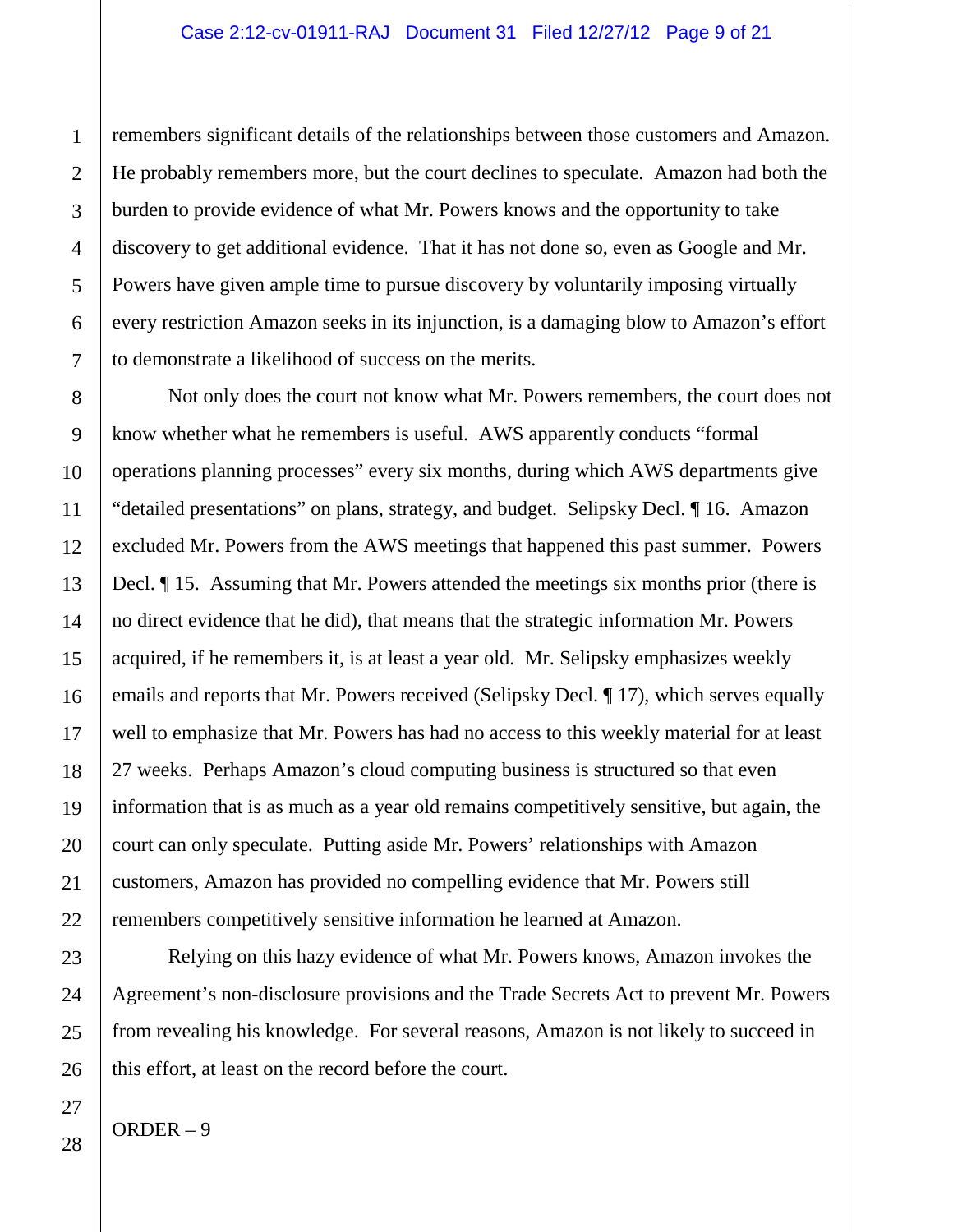remembers significant details of the relationships between those customers and Amazon. He probably remembers more, but the court declines to speculate. Amazon had both the burden to provide evidence of what Mr. Powers knows and the opportunity to take discovery to get additional evidence. That it has not done so, even as Google and Mr. Powers have given ample time to pursue discovery by voluntarily imposing virtually every restriction Amazon seeks in its injunction, is a damaging blow to Amazon's effort to demonstrate a likelihood of success on the merits.

Not only does the court not know what Mr. Powers remembers, the court does not know whether what he remembers is useful. AWS apparently conducts "formal operations planning processes" every six months, during which AWS departments give "detailed presentations" on plans, strategy, and budget. Selipsky Decl. ¶ 16. Amazon excluded Mr. Powers from the AWS meetings that happened this past summer. Powers Decl. ¶ 15. Assuming that Mr. Powers attended the meetings six months prior (there is no direct evidence that he did), that means that the strategic information Mr. Powers acquired, if he remembers it, is at least a year old. Mr. Selipsky emphasizes weekly emails and reports that Mr. Powers received (Selipsky Decl. ¶ 17), which serves equally well to emphasize that Mr. Powers has had no access to this weekly material for at least 27 weeks. Perhaps Amazon's cloud computing business is structured so that even information that is as much as a year old remains competitively sensitive, but again, the court can only speculate. Putting aside Mr. Powers' relationships with Amazon customers, Amazon has provided no compelling evidence that Mr. Powers still remembers competitively sensitive information he learned at Amazon.

Relying on this hazy evidence of what Mr. Powers knows, Amazon invokes the Agreement's non-disclosure provisions and the Trade Secrets Act to prevent Mr. Powers from revealing his knowledge. For several reasons, Amazon is not likely to succeed in this effort, at least on the record before the court.

ORDER – 9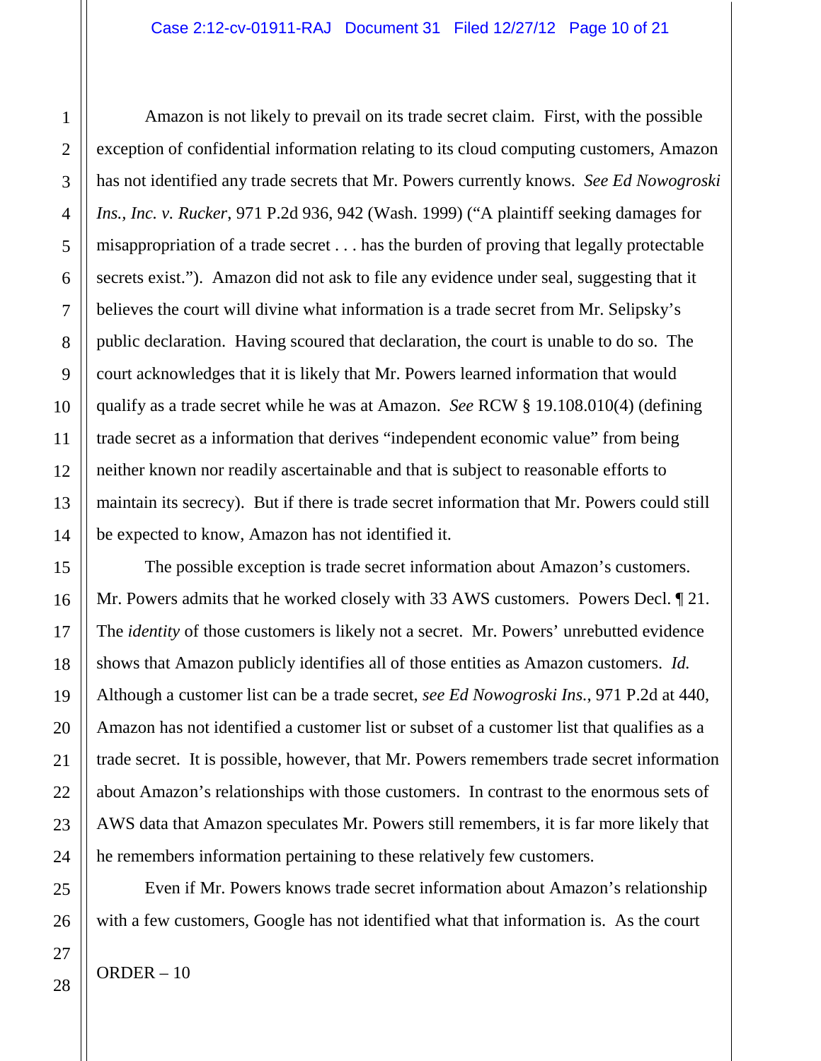Amazon is not likely to prevail on its trade secret claim. First, with the possible exception of confidential information relating to its cloud computing customers, Amazon has not identified any trade secrets that Mr. Powers currently knows. *See Ed Nowogroski Ins., Inc. v. Rucker*, 971 P.2d 936, 942 (Wash. 1999) ("A plaintiff seeking damages for misappropriation of a trade secret . . . has the burden of proving that legally protectable secrets exist."). Amazon did not ask to file any evidence under seal, suggesting that it believes the court will divine what information is a trade secret from Mr. Selipsky's public declaration. Having scoured that declaration, the court is unable to do so. The court acknowledges that it is likely that Mr. Powers learned information that would qualify as a trade secret while he was at Amazon. *See* RCW § 19.108.010(4) (defining trade secret as a information that derives "independent economic value" from being neither known nor readily ascertainable and that is subject to reasonable efforts to maintain its secrecy). But if there is trade secret information that Mr. Powers could still be expected to know, Amazon has not identified it.

The possible exception is trade secret information about Amazon's customers. Mr. Powers admits that he worked closely with 33 AWS customers. Powers Decl. ¶ 21. The *identity* of those customers is likely not a secret. Mr. Powers' unrebutted evidence shows that Amazon publicly identifies all of those entities as Amazon customers. *Id.* Although a customer list can be a trade secret, *see Ed Nowogroski Ins.*, 971 P.2d at 440, Amazon has not identified a customer list or subset of a customer list that qualifies as a trade secret. It is possible, however, that Mr. Powers remembers trade secret information about Amazon's relationships with those customers. In contrast to the enormous sets of AWS data that Amazon speculates Mr. Powers still remembers, it is far more likely that he remembers information pertaining to these relatively few customers.

Even if Mr. Powers knows trade secret information about Amazon's relationship with a few customers, Google has not identified what that information is. As the court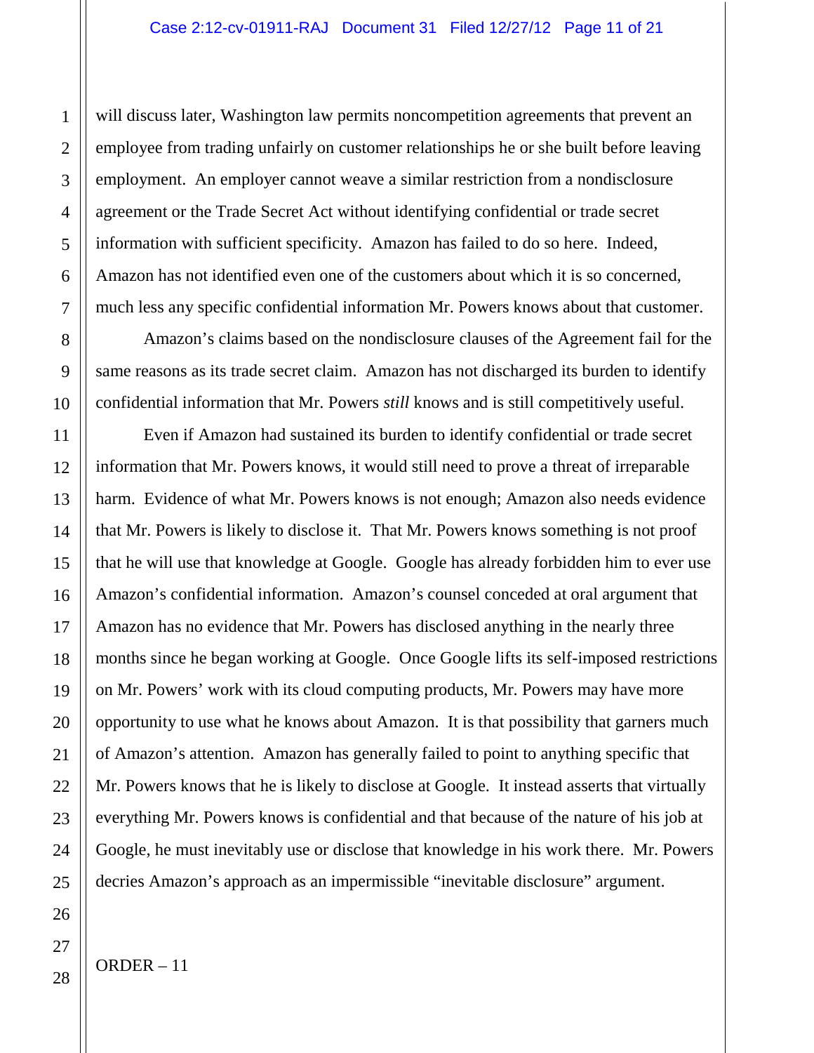will discuss later, Washington law permits noncompetition agreements that prevent an employee from trading unfairly on customer relationships he or she built before leaving employment. An employer cannot weave a similar restriction from a nondisclosure agreement or the Trade Secret Act without identifying confidential or trade secret information with sufficient specificity. Amazon has failed to do so here. Indeed, Amazon has not identified even one of the customers about which it is so concerned, much less any specific confidential information Mr. Powers knows about that customer.

Amazon's claims based on the nondisclosure clauses of the Agreement fail for the same reasons as its trade secret claim. Amazon has not discharged its burden to identify confidential information that Mr. Powers *still* knows and is still competitively useful.

Even if Amazon had sustained its burden to identify confidential or trade secret information that Mr. Powers knows, it would still need to prove a threat of irreparable harm. Evidence of what Mr. Powers knows is not enough; Amazon also needs evidence that Mr. Powers is likely to disclose it. That Mr. Powers knows something is not proof that he will use that knowledge at Google. Google has already forbidden him to ever use Amazon's confidential information. Amazon's counsel conceded at oral argument that Amazon has no evidence that Mr. Powers has disclosed anything in the nearly three months since he began working at Google. Once Google lifts its self-imposed restrictions on Mr. Powers' work with its cloud computing products, Mr. Powers may have more opportunity to use what he knows about Amazon. It is that possibility that garners much of Amazon's attention. Amazon has generally failed to point to anything specific that Mr. Powers knows that he is likely to disclose at Google. It instead asserts that virtually everything Mr. Powers knows is confidential and that because of the nature of his job at Google, he must inevitably use or disclose that knowledge in his work there. Mr. Powers decries Amazon's approach as an impermissible "inevitable disclosure" argument.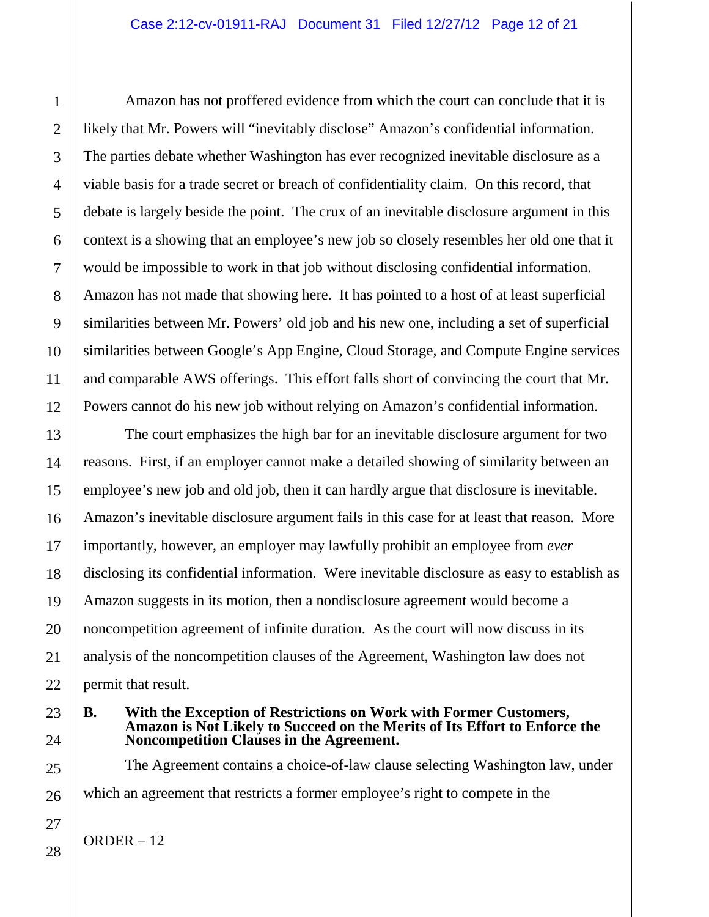Amazon has not proffered evidence from which the court can conclude that it is likely that Mr. Powers will "inevitably disclose" Amazon's confidential information. The parties debate whether Washington has ever recognized inevitable disclosure as a viable basis for a trade secret or breach of confidentiality claim. On this record, that debate is largely beside the point. The crux of an inevitable disclosure argument in this context is a showing that an employee's new job so closely resembles her old one that it would be impossible to work in that job without disclosing confidential information. Amazon has not made that showing here. It has pointed to a host of at least superficial similarities between Mr. Powers' old job and his new one, including a set of superficial similarities between Google's App Engine, Cloud Storage, and Compute Engine services and comparable AWS offerings. This effort falls short of convincing the court that Mr. Powers cannot do his new job without relying on Amazon's confidential information.

The court emphasizes the high bar for an inevitable disclosure argument for two reasons. First, if an employer cannot make a detailed showing of similarity between an employee's new job and old job, then it can hardly argue that disclosure is inevitable. Amazon's inevitable disclosure argument fails in this case for at least that reason. More importantly, however, an employer may lawfully prohibit an employee from *ever* disclosing its confidential information. Were inevitable disclosure as easy to establish as Amazon suggests in its motion, then a nondisclosure agreement would become a noncompetition agreement of infinite duration. As the court will now discuss in its analysis of the noncompetition clauses of the Agreement, Washington law does not permit that result.

### B. With the Exception of Restrictions on Work with Former Customers, Amazon is Not Likely to Succeed on the Merits of Its Effort to Enforce the Noncompetition Clauses in the Agreement.

The Agreement contains a choice-of-law clause selecting Washington law, under which an agreement that restricts a former employee's right to compete in the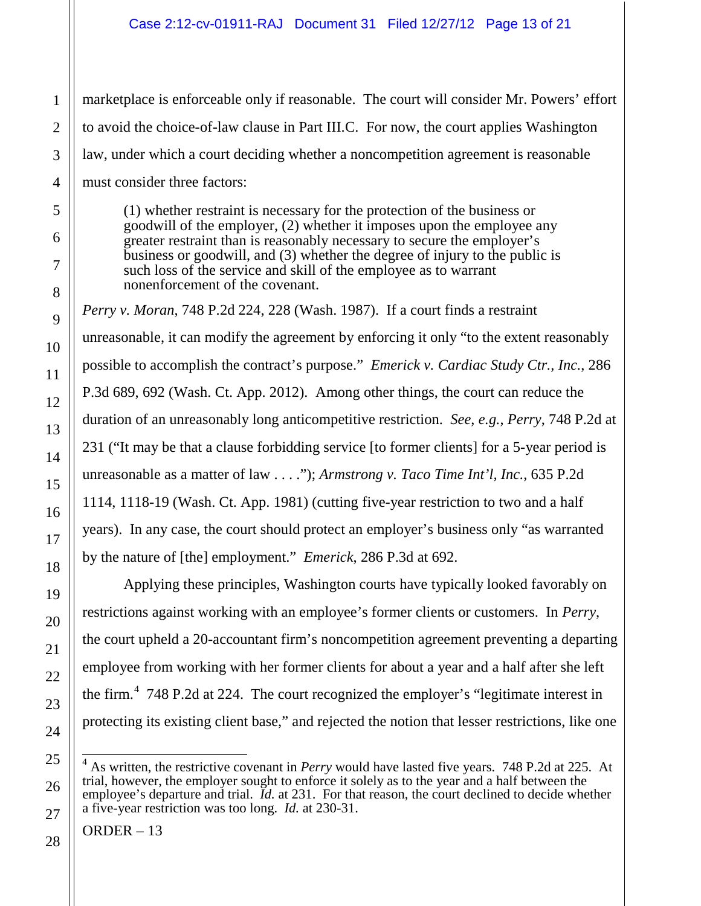marketplace is enforceable only if reasonable. The court will consider Mr. Powers' effort to avoid the choice-of-law clause in Part III.C. For now, the court applies Washington law, under which a court deciding whether a noncompetition agreement is reasonable must consider three factors:

> (1) whether restraint is necessary for the protection of the business or goodwill of the employer, (2) whether it imposes upon the employee any greater restraint than is reasonably necessary to secure the employer's business or goodwill, and (3) whether the degree of injury to the public is such loss of the service and skill of the employee as to warrant nonenforcement of the covenant.

*Perry v. Moran*, 748 P.2d 224, 228 (Wash. 1987). If a court finds a restraint unreasonable, it can modify the agreement by enforcing it only "to the extent reasonably possible to accomplish the contract's purpose." *Emerick v. Cardiac Study Ctr., Inc.*, 286 P.3d 689, 692 (Wash. Ct. App. 2012). Among other things, the court can reduce the duration of an unreasonably long anticompetitive restriction. *See, e.g.*, *Perry*, 748 P.2d at 231 ("It may be that a clause forbidding service [to former clients] for a 5-year period is unreasonable as a matter of law . . . ."); *Armstrong v. Taco Time Int'l, Inc.*, 635 P.2d 1114, 1118-19 (Wash. Ct. App. 1981) (cutting five-year restriction to two and a half years). In any case, the court should protect an employer's business only "as warranted by the nature of [the] employment." *Emerick*, 286 P.3d at 692.

Applying these principles, Washington courts have typically looked favorably on restrictions against working with an employee's former clients or customers. In *Perry*, the court upheld a 20-accountant firm's noncompetition agreement preventing a departing employee from working with her former clients for about a year and a half after she left the firm.[4] 748 P.2d at 224. The court recognized the employer's "legitimate interest in protecting its existing client base," and rejected the notion that lesser restrictions, like one

---

[4] As written, the restrictive covenant in *Perry* would have lasted five years. 748 P.2d at 225. At trial, however, the employer sought to enforce it solely as to the year and a half between the employee's departure and trial. *Id.* at 231. For that reason, the court declined to decide whether a five-year restriction was too long. *Id.* at 230-31.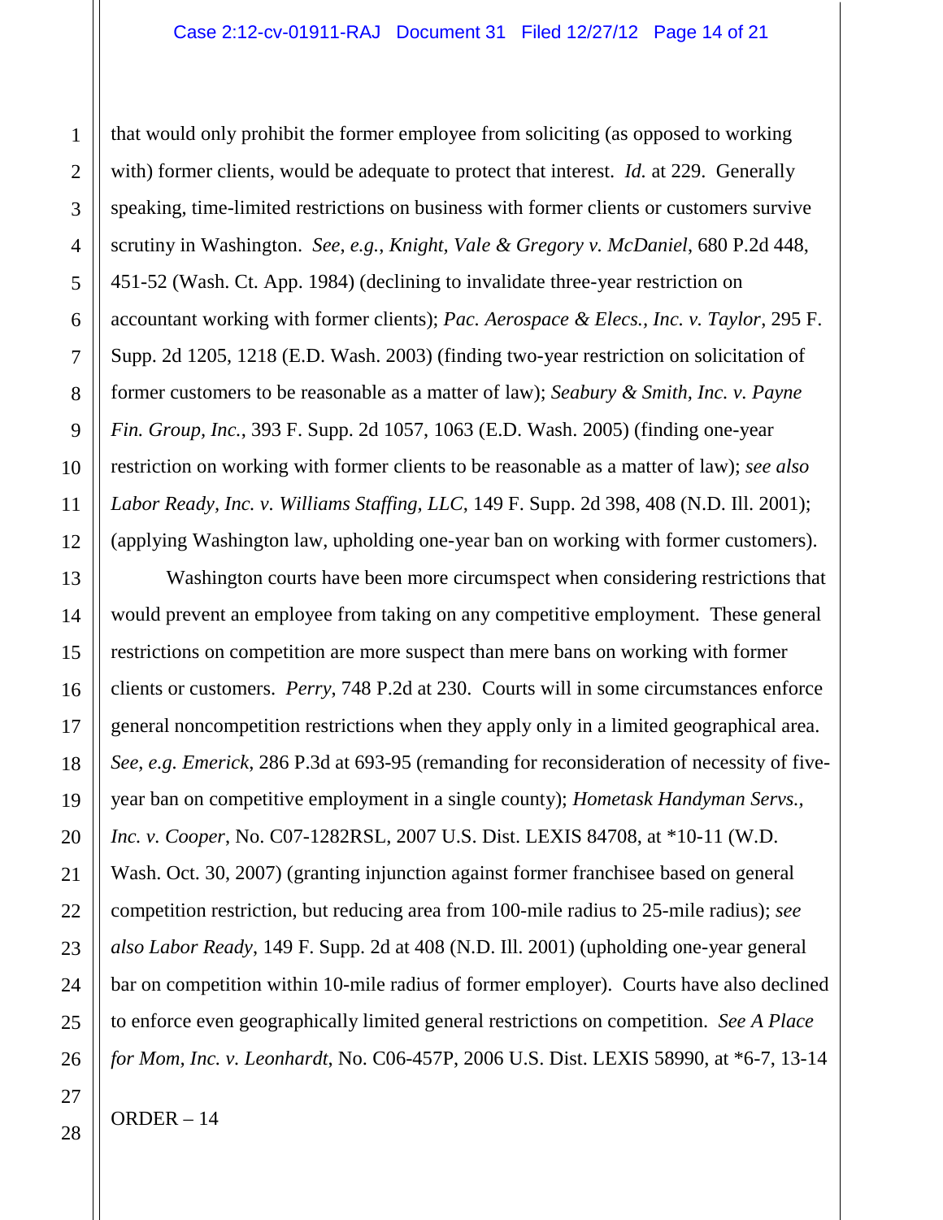that would only prohibit the former employee from soliciting (as opposed to working with) former clients, would be adequate to protect that interest. *Id.* at 229. Generally speaking, time-limited restrictions on business with former clients or customers survive scrutiny in Washington. *See, e.g., Knight, Vale & Gregory v. McDaniel*, 680 P.2d 448, 451-52 (Wash. Ct. App. 1984) (declining to invalidate three-year restriction on accountant working with former clients); *Pac. Aerospace & Elecs., Inc. v. Taylor*, 295 F. Supp. 2d 1205, 1218 (E.D. Wash. 2003) (finding two-year restriction on solicitation of former customers to be reasonable as a matter of law); *Seabury & Smith, Inc. v. Payne Fin. Group, Inc.*, 393 F. Supp. 2d 1057, 1063 (E.D. Wash. 2005) (finding one-year restriction on working with former clients to be reasonable as a matter of law); *see also Labor Ready, Inc. v. Williams Staffing, LLC*, 149 F. Supp. 2d 398, 408 (N.D. Ill. 2001); (applying Washington law, upholding one-year ban on working with former customers).

Washington courts have been more circumspect when considering restrictions that would prevent an employee from taking on any competitive employment. These general restrictions on competition are more suspect than mere bans on working with former clients or customers. *Perry*, 748 P.2d at 230. Courts will in some circumstances enforce general noncompetition restrictions when they apply only in a limited geographical area. *See*, *e.g. Emerick*, 286 P.3d at 693-95 (remanding for reconsideration of necessity of five-year ban on competitive employment in a single county); *Hometask Handyman Servs., Inc. v. Cooper*, No. C07-1282RSL, 2007 U.S. Dist. LEXIS 84708, at *10-11 (W.D. Wash. Oct. 30, 2007) (granting injunction against former franchisee based on general competition restriction, but reducing area from 100-mile radius to 25-mile radius); *see also Labor Ready*, 149 F. Supp. 2d at 408 (N.D. Ill. 2001) (upholding one-year general bar on competition within 10-mile radius of former employer). Courts have also declined to enforce even geographically limited general restrictions on competition. *See A Place for Mom, Inc. v. Leonhardt*, No. C06-457P, 2006 U.S. Dist. LEXIS 58990, at *6-7, 13-14

ORDER – 14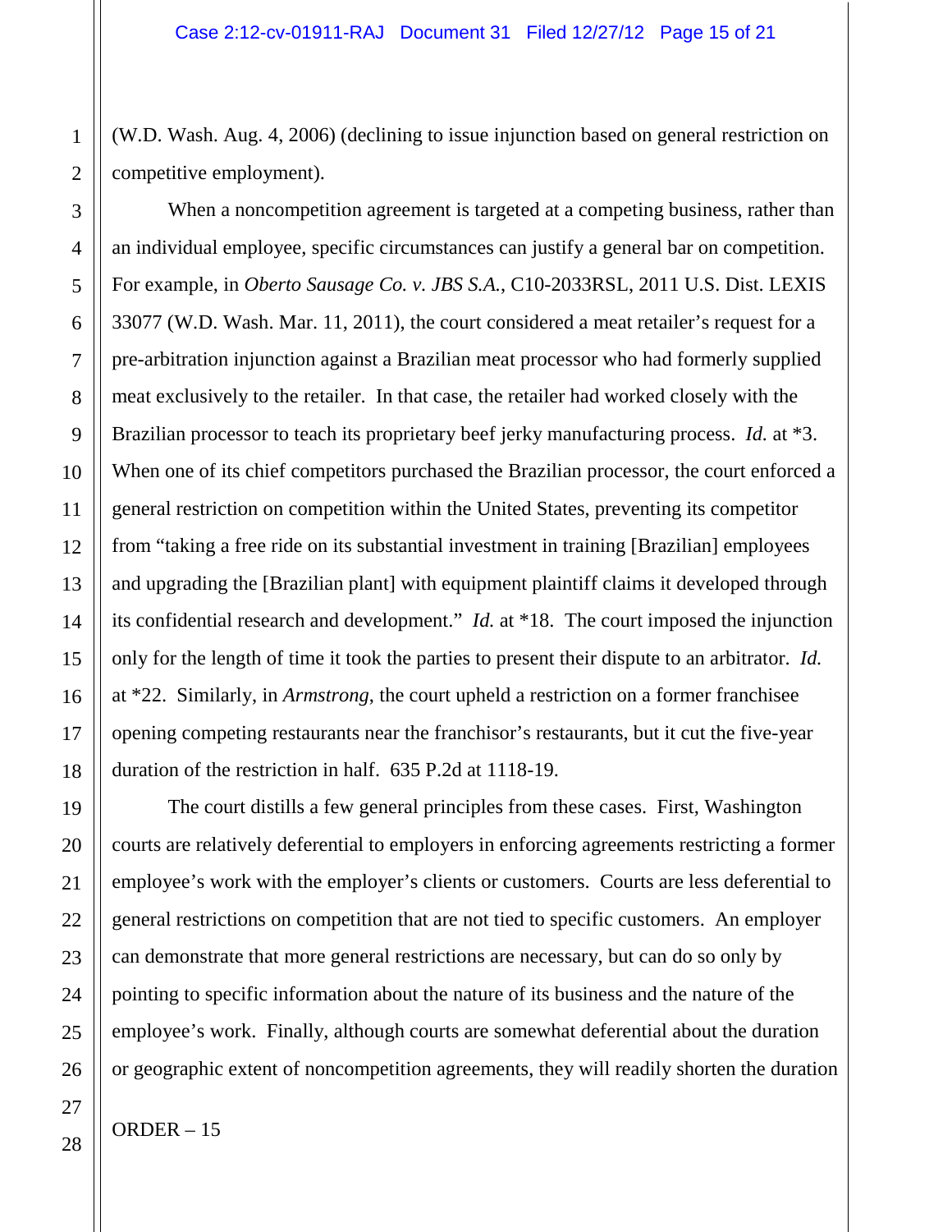(W.D. Wash. Aug. 4, 2006) (declining to issue injunction based on general restriction on competitive employment).

When a noncompetition agreement is targeted at a competing business, rather than an individual employee, specific circumstances can justify a general bar on competition. For example, in *Oberto Sausage Co. v. JBS S.A.*, C10-2033RSL, 2011 U.S. Dist. LEXIS 33077 (W.D. Wash. Mar. 11, 2011), the court considered a meat retailer's request for a pre-arbitration injunction against a Brazilian meat processor who had formerly supplied meat exclusively to the retailer. In that case, the retailer had worked closely with the Brazilian processor to teach its proprietary beef jerky manufacturing process. *Id.* at *3. When one of its chief competitors purchased the Brazilian processor, the court enforced a general restriction on competition within the United States, preventing its competitor from "taking a free ride on its substantial investment in training [Brazilian] employees and upgrading the [Brazilian plant] with equipment plaintiff claims it developed through its confidential research and development." *Id.* at *18. The court imposed the injunction only for the length of time it took the parties to present their dispute to an arbitrator. *Id.* at *22. Similarly, in *Armstrong*, the court upheld a restriction on a former franchisee opening competing restaurants near the franchisor's restaurants, but it cut the five-year duration of the restriction in half. 635 P.2d at 1118-19.

The court distills a few general principles from these cases. First, Washington courts are relatively deferential to employers in enforcing agreements restricting a former employee's work with the employer's clients or customers. Courts are less deferential to general restrictions on competition that are not tied to specific customers. An employer can demonstrate that more general restrictions are necessary, but can do so only by pointing to specific information about the nature of its business and the nature of the employee's work. Finally, although courts are somewhat deferential about the duration or geographic extent of noncompetition agreements, they will readily shorten the duration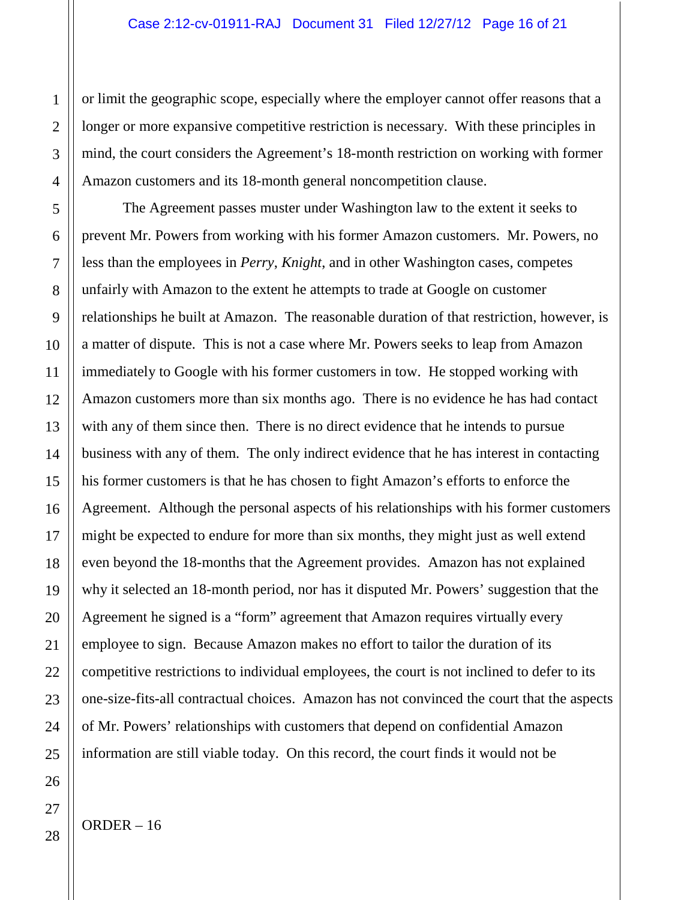or limit the geographic scope, especially where the employer cannot offer reasons that a longer or more expansive competitive restriction is necessary. With these principles in mind, the court considers the Agreement's 18-month restriction on working with former Amazon customers and its 18-month general noncompetition clause.

The Agreement passes muster under Washington law to the extent it seeks to prevent Mr. Powers from working with his former Amazon customers. Mr. Powers, no less than the employees in *Perry*, *Knight*, and in other Washington cases, competes unfairly with Amazon to the extent he attempts to trade at Google on customer relationships he built at Amazon. The reasonable duration of that restriction, however, is a matter of dispute. This is not a case where Mr. Powers seeks to leap from Amazon immediately to Google with his former customers in tow. He stopped working with Amazon customers more than six months ago. There is no evidence he has had contact with any of them since then. There is no direct evidence that he intends to pursue business with any of them. The only indirect evidence that he has interest in contacting his former customers is that he has chosen to fight Amazon's efforts to enforce the Agreement. Although the personal aspects of his relationships with his former customers might be expected to endure for more than six months, they might just as well extend even beyond the 18-months that the Agreement provides. Amazon has not explained why it selected an 18-month period, nor has it disputed Mr. Powers' suggestion that the Agreement he signed is a "form" agreement that Amazon requires virtually every employee to sign. Because Amazon makes no effort to tailor the duration of its competitive restrictions to individual employees, the court is not inclined to defer to its one-size-fits-all contractual choices. Amazon has not convinced the court that the aspects of Mr. Powers' relationships with customers that depend on confidential Amazon information are still viable today. On this record, the court finds it would not be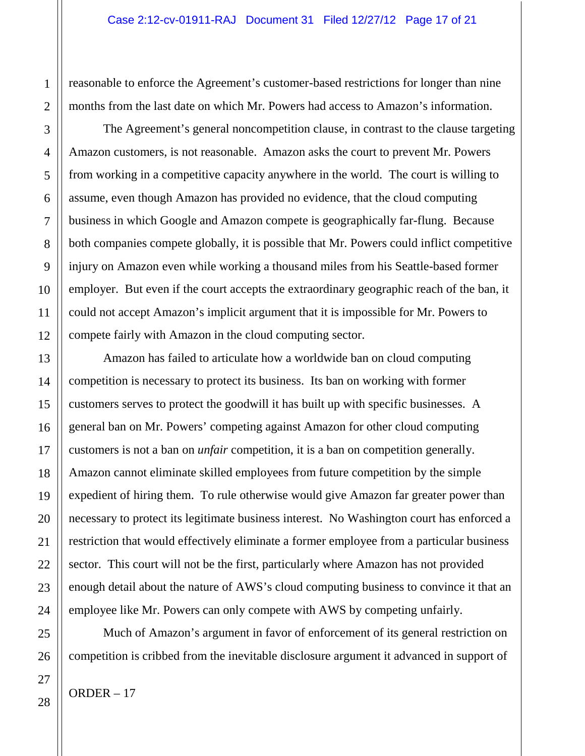reasonable to enforce the Agreement's customer-based restrictions for longer than nine months from the last date on which Mr. Powers had access to Amazon's information.

The Agreement's general noncompetition clause, in contrast to the clause targeting Amazon customers, is not reasonable. Amazon asks the court to prevent Mr. Powers from working in a competitive capacity anywhere in the world. The court is willing to assume, even though Amazon has provided no evidence, that the cloud computing business in which Google and Amazon compete is geographically far-flung. Because both companies compete globally, it is possible that Mr. Powers could inflict competitive injury on Amazon even while working a thousand miles from his Seattle-based former employer. But even if the court accepts the extraordinary geographic reach of the ban, it could not accept Amazon's implicit argument that it is impossible for Mr. Powers to compete fairly with Amazon in the cloud computing sector.

Amazon has failed to articulate how a worldwide ban on cloud computing competition is necessary to protect its business. Its ban on working with former customers serves to protect the goodwill it has built up with specific businesses. A general ban on Mr. Powers' competing against Amazon for other cloud computing customers is not a ban on *unfair* competition, it is a ban on competition generally. Amazon cannot eliminate skilled employees from future competition by the simple expedient of hiring them. To rule otherwise would give Amazon far greater power than necessary to protect its legitimate business interest. No Washington court has enforced a restriction that would effectively eliminate a former employee from a particular business sector. This court will not be the first, particularly where Amazon has not provided enough detail about the nature of AWS's cloud computing business to convince it that an employee like Mr. Powers can only compete with AWS by competing unfairly.

Much of Amazon's argument in favor of enforcement of its general restriction on competition is cribbed from the inevitable disclosure argument it advanced in support of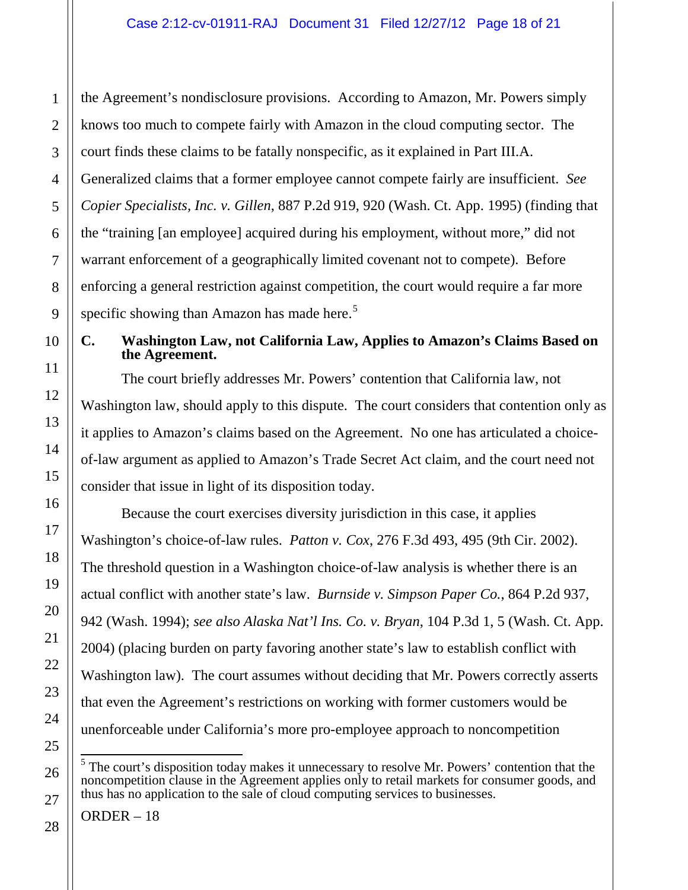the Agreement's nondisclosure provisions. According to Amazon, Mr. Powers simply knows too much to compete fairly with Amazon in the cloud computing sector. The court finds these claims to be fatally nonspecific, as it explained in Part III.A. Generalized claims that a former employee cannot compete fairly are insufficient. *See Copier Specialists, Inc. v. Gillen*, 887 P.2d 919, 920 (Wash. Ct. App. 1995) (finding that the "training [an employee] acquired during his employment, without more," did not warrant enforcement of a geographically limited covenant not to compete). Before enforcing a general restriction against competition, the court would require a far more specific showing than Amazon has made here.[5]

**C. Washington Law, not California Law, Applies to Amazon's Claims Based on the Agreement.**

The court briefly addresses Mr. Powers' contention that California law, not Washington law, should apply to this dispute. The court considers that contention only as it applies to Amazon's claims based on the Agreement. No one has articulated a choice-of-law argument as applied to Amazon's Trade Secret Act claim, and the court need not consider that issue in light of its disposition today.

Because the court exercises diversity jurisdiction in this case, it applies Washington's choice-of-law rules. *Patton v. Cox*, 276 F.3d 493, 495 (9th Cir. 2002). The threshold question in a Washington choice-of-law analysis is whether there is an actual conflict with another state's law. *Burnside v. Simpson Paper Co.*, 864 P.2d 937, 942 (Wash. 1994); *see also Alaska Nat'l Ins. Co. v. Bryan*, 104 P.3d 1, 5 (Wash. Ct. App. 2004) (placing burden on party favoring another state's law to establish conflict with Washington law). The court assumes without deciding that Mr. Powers correctly asserts that even the Agreement's restrictions on working with former customers would be unenforceable under California's more pro-employee approach to noncompetition

[5] The court's disposition today makes it unnecessary to resolve Mr. Powers' contention that the noncompetition clause in the Agreement applies only to retail markets for consumer goods, and thus has no application to the sale of cloud computing services to businesses.

ORDER – 18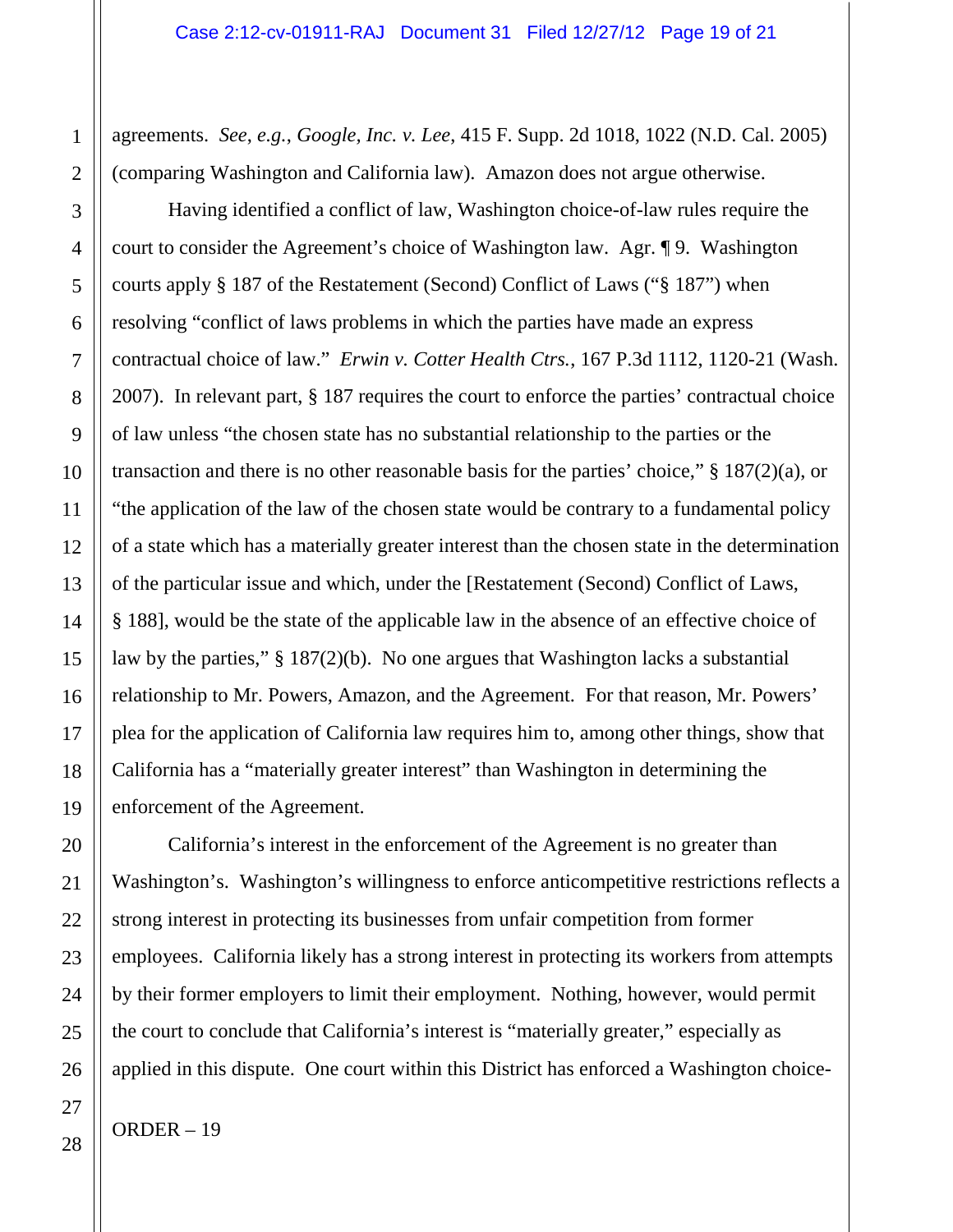agreements. *See*, *e.g.*, *Google*, *Inc. v. Lee*, 415 F. Supp. 2d 1018, 1022 (N.D. Cal. 2005) (comparing Washington and California law). Amazon does not argue otherwise.

Having identified a conflict of law, Washington choice-of-law rules require the court to consider the Agreement's choice of Washington law. Agr. ¶ 9. Washington courts apply § 187 of the Restatement (Second) Conflict of Laws ("§ 187") when resolving "conflict of laws problems in which the parties have made an express contractual choice of law." *Erwin v. Cotter Health Ctrs.*, 167 P.3d 1112, 1120-21 (Wash. 2007). In relevant part, § 187 requires the court to enforce the parties' contractual choice of law unless "the chosen state has no substantial relationship to the parties or the transaction and there is no other reasonable basis for the parties' choice," § 187(2)(a), or "the application of the law of the chosen state would be contrary to a fundamental policy of a state which has a materially greater interest than the chosen state in the determination of the particular issue and which, under the [Restatement (Second) Conflict of Laws, § 188], would be the state of the applicable law in the absence of an effective choice of law by the parties," § 187(2)(b). No one argues that Washington lacks a substantial relationship to Mr. Powers, Amazon, and the Agreement. For that reason, Mr. Powers' plea for the application of California law requires him to, among other things, show that California has a "materially greater interest" than Washington in determining the enforcement of the Agreement.

California's interest in the enforcement of the Agreement is no greater than Washington's. Washington's willingness to enforce anticompetitive restrictions reflects a strong interest in protecting its businesses from unfair competition from former employees. California likely has a strong interest in protecting its workers from attempts by their former employers to limit their employment. Nothing, however, would permit the court to conclude that California's interest is "materially greater," especially as applied in this dispute. One court within this District has enforced a Washington choice-

ORDER – 19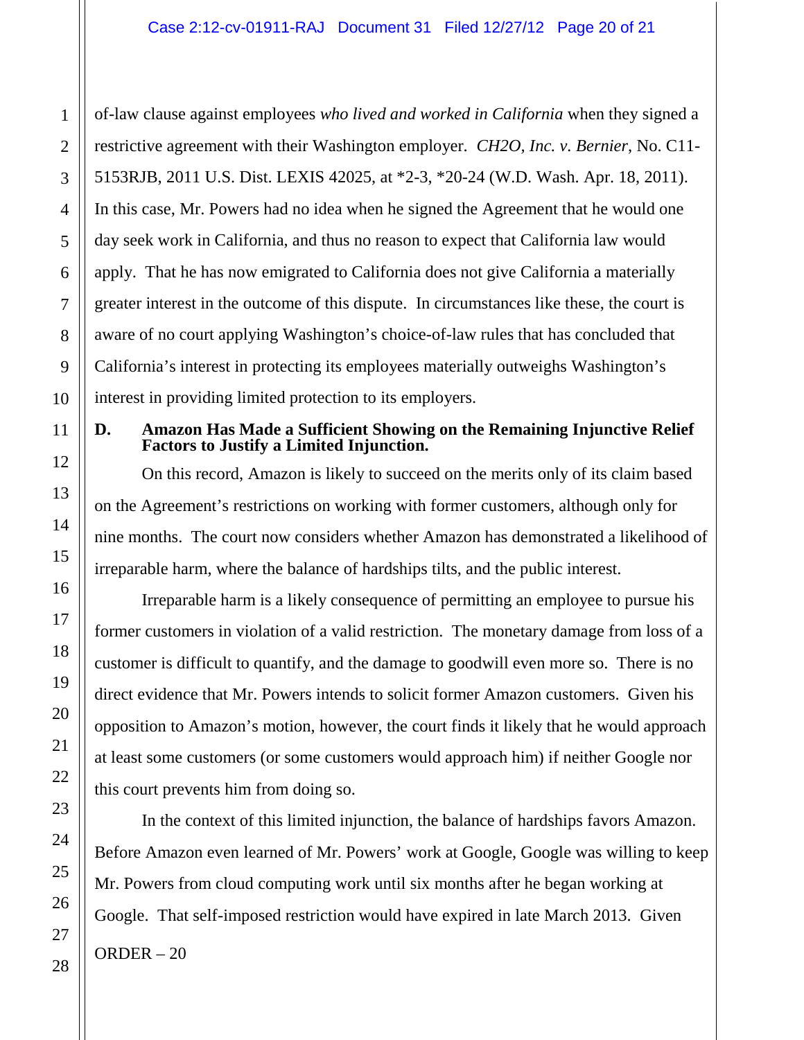of-law clause against employees *who lived and worked in California* when they signed a restrictive agreement with their Washington employer. *CH2O, Inc. v. Bernier*, No. C11-5153RJB, 2011 U.S. Dist. LEXIS 42025, at *2-3, *20-24 (W.D. Wash. Apr. 18, 2011). In this case, Mr. Powers had no idea when he signed the Agreement that he would one day seek work in California, and thus no reason to expect that California law would apply. That he has now emigrated to California does not give California a materially greater interest in the outcome of this dispute. In circumstances like these, the court is aware of no court applying Washington's choice-of-law rules that has concluded that California's interest in protecting its employees materially outweighs Washington's interest in providing limited protection to its employers.

### D. Amazon Has Made a Sufficient Showing on the Remaining Injunctive Relief Factors to Justify a Limited Injunction.

On this record, Amazon is likely to succeed on the merits only of its claim based on the Agreement's restrictions on working with former customers, although only for nine months. The court now considers whether Amazon has demonstrated a likelihood of irreparable harm, where the balance of hardships tilts, and the public interest.

Irreparable harm is a likely consequence of permitting an employee to pursue his former customers in violation of a valid restriction. The monetary damage from loss of a customer is difficult to quantify, and the damage to goodwill even more so. There is no direct evidence that Mr. Powers intends to solicit former Amazon customers. Given his opposition to Amazon's motion, however, the court finds it likely that he would approach at least some customers (or some customers would approach him) if neither Google nor this court prevents him from doing so.

In the context of this limited injunction, the balance of hardships favors Amazon. Before Amazon even learned of Mr. Powers' work at Google, Google was willing to keep Mr. Powers from cloud computing work until six months after he began working at Google. That self-imposed restriction would have expired in late March 2013. Given

ORDER – 20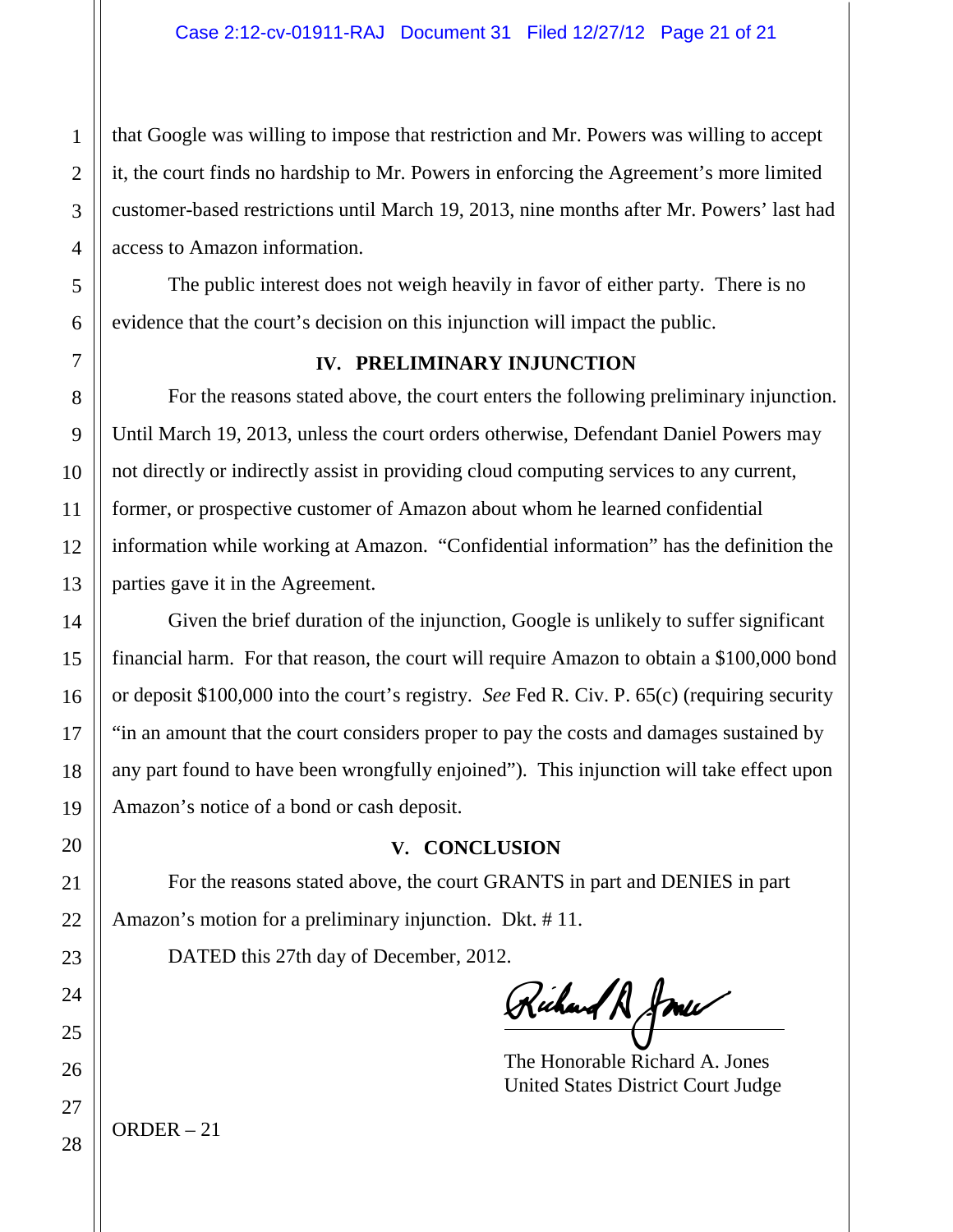that Google was willing to impose that restriction and Mr. Powers was willing to accept it, the court finds no hardship to Mr. Powers in enforcing the Agreement's more limited customer-based restrictions until March 19, 2013, nine months after Mr. Powers' last had access to Amazon information.

The public interest does not weigh heavily in favor of either party. There is no evidence that the court's decision on this injunction will impact the public.

## IV. PRELIMINARY INJUNCTION

For the reasons stated above, the court enters the following preliminary injunction. Until March 19, 2013, unless the court orders otherwise, Defendant Daniel Powers may not directly or indirectly assist in providing cloud computing services to any current, former, or prospective customer of Amazon about whom he learned confidential information while working at Amazon. "Confidential information" has the definition the parties gave it in the Agreement.

Given the brief duration of the injunction, Google is unlikely to suffer significant financial harm. For that reason, the court will require Amazon to obtain a $100,000 bond or deposit $100,000 into the court's registry. *See* Fed R. Civ. P. 65(c) (requiring security "in an amount that the court considers proper to pay the costs and damages sustained by any part found to have been wrongfully enjoined"). This injunction will take effect upon Amazon's notice of a bond or cash deposit.

## V. CONCLUSION

For the reasons stated above, the court GRANTS in part and DENIES in part Amazon's motion for a preliminary injunction. Dkt. # 11.

DATED this 27th day of December, 2012.

The Honorable Richard A. Jones
United States District Court Judge

ORDER – 21